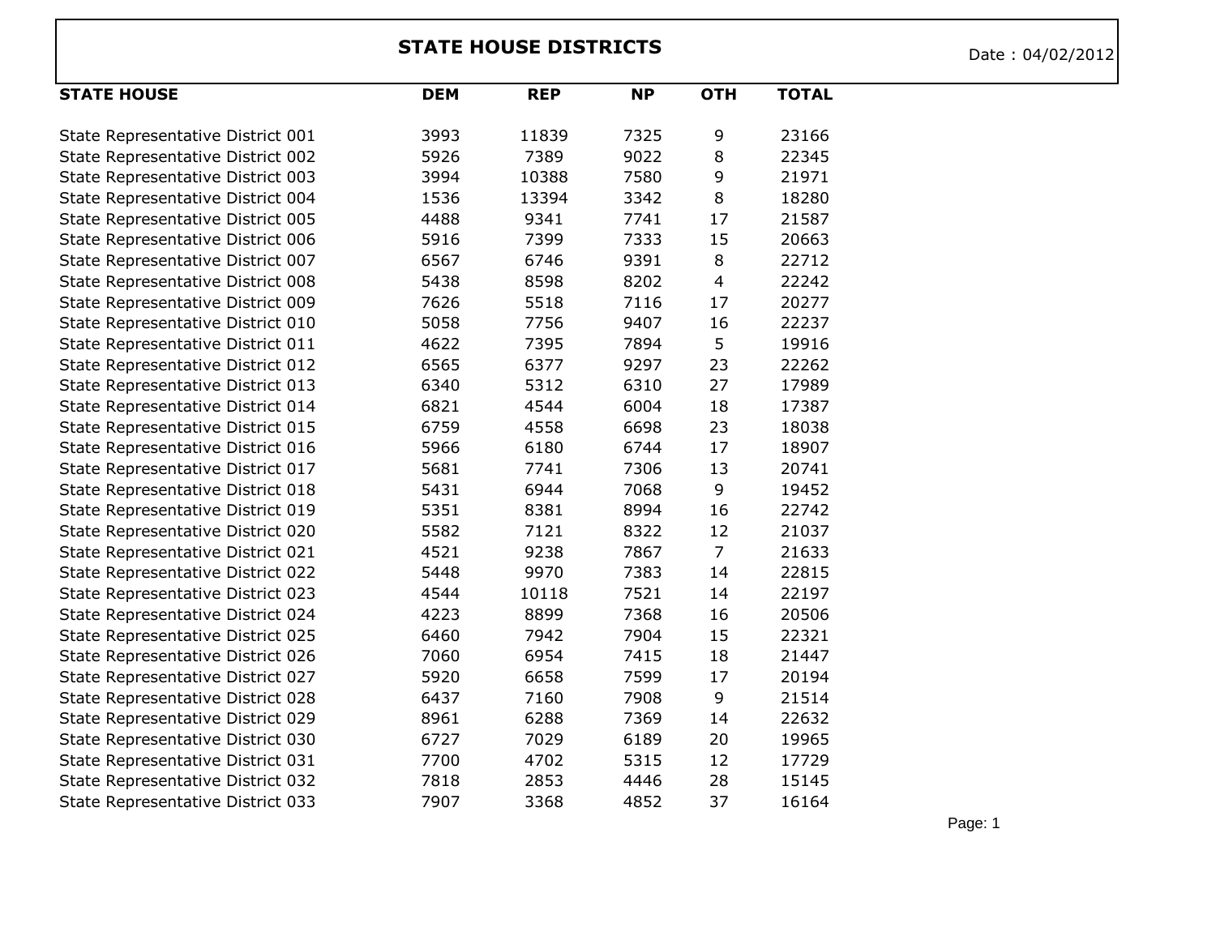# STATE HOUSE DISTRICTS

Date : 04/02/2012

| STATE HOUSE | DEM | REP | NP | OTH | TOTAL |
|---|---|---|---|---|---|
| State Representative District 001 | 3993 | 11839 | 7325 | 9 | 23166 |
| State Representative District 002 | 5926 | 7389 | 9022 | 8 | 22345 |
| State Representative District 003 | 3994 | 10388 | 7580 | 9 | 21971 |
| State Representative District 004 | 1536 | 13394 | 3342 | 8 | 18280 |
| State Representative District 005 | 4488 | 9341 | 7741 | 17 | 21587 |
| State Representative District 006 | 5916 | 7399 | 7333 | 15 | 20663 |
| State Representative District 007 | 6567 | 6746 | 9391 | 8 | 22712 |
| State Representative District 008 | 5438 | 8598 | 8202 | 4 | 22242 |
| State Representative District 009 | 7626 | 5518 | 7116 | 17 | 20277 |
| State Representative District 010 | 5058 | 7756 | 9407 | 16 | 22237 |
| State Representative District 011 | 4622 | 7395 | 7894 | 5 | 19916 |
| State Representative District 012 | 6565 | 6377 | 9297 | 23 | 22262 |
| State Representative District 013 | 6340 | 5312 | 6310 | 27 | 17989 |
| State Representative District 014 | 6821 | 4544 | 6004 | 18 | 17387 |
| State Representative District 015 | 6759 | 4558 | 6698 | 23 | 18038 |
| State Representative District 016 | 5966 | 6180 | 6744 | 17 | 18907 |
| State Representative District 017 | 5681 | 7741 | 7306 | 13 | 20741 |
| State Representative District 018 | 5431 | 6944 | 7068 | 9 | 19452 |
| State Representative District 019 | 5351 | 8381 | 8994 | 16 | 22742 |
| State Representative District 020 | 5582 | 7121 | 8322 | 12 | 21037 |
| State Representative District 021 | 4521 | 9238 | 7867 | 7 | 21633 |
| State Representative District 022 | 5448 | 9970 | 7383 | 14 | 22815 |
| State Representative District 023 | 4544 | 10118 | 7521 | 14 | 22197 |
| State Representative District 024 | 4223 | 8899 | 7368 | 16 | 20506 |
| State Representative District 025 | 6460 | 7942 | 7904 | 15 | 22321 |
| State Representative District 026 | 7060 | 6954 | 7415 | 18 | 21447 |
| State Representative District 027 | 5920 | 6658 | 7599 | 17 | 20194 |
| State Representative District 028 | 6437 | 7160 | 7908 | 9 | 21514 |
| State Representative District 029 | 8961 | 6288 | 7369 | 14 | 22632 |
| State Representative District 030 | 6727 | 7029 | 6189 | 20 | 19965 |
| State Representative District 031 | 7700 | 4702 | 5315 | 12 | 17729 |
| State Representative District 032 | 7818 | 2853 | 4446 | 28 | 15145 |
| State Representative District 033 | 7907 | 3368 | 4852 | 37 | 16164 |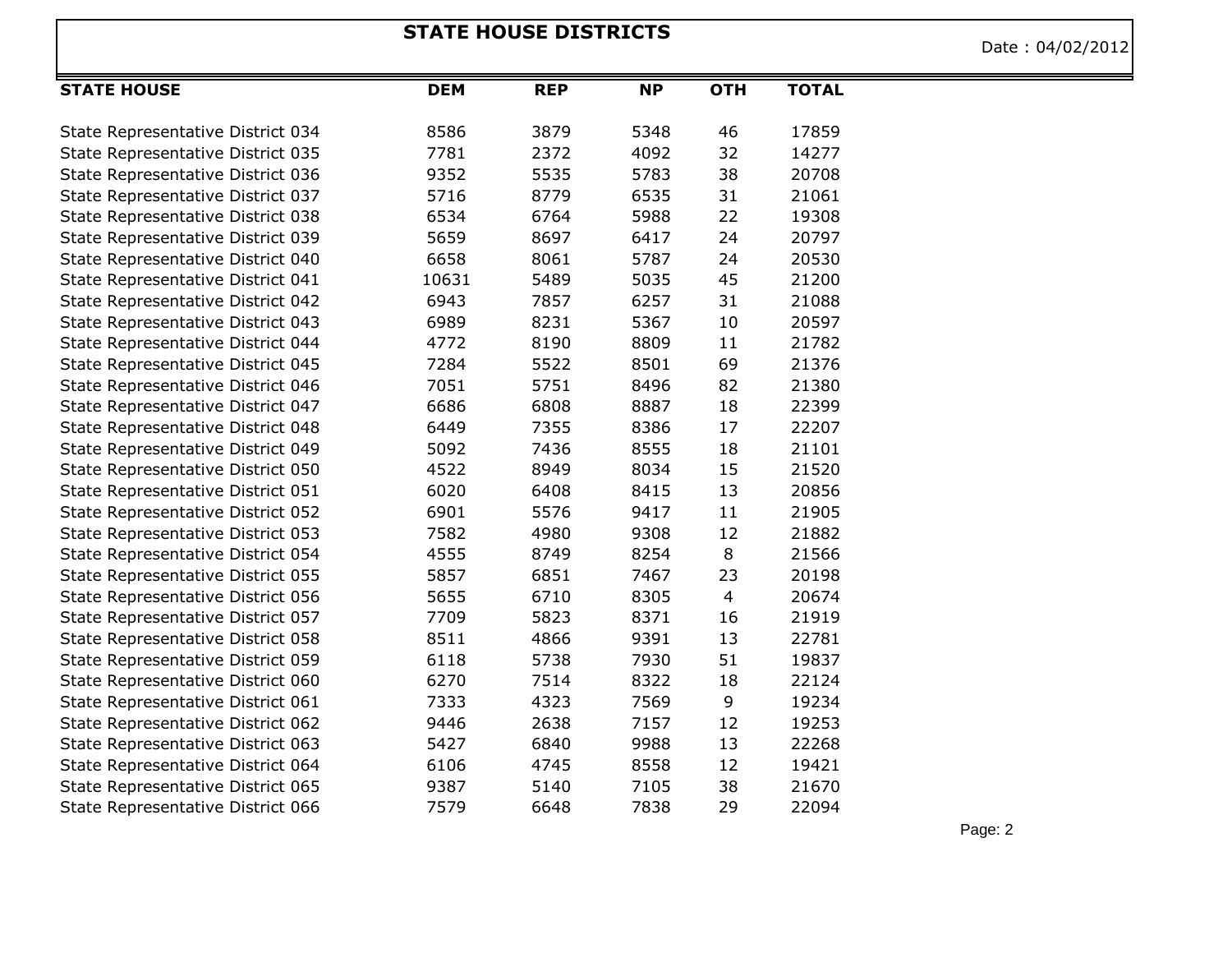## STATE HOUSE DISTRICTS

Date : 04/02/2012

| STATE HOUSE | DEM | REP | NP | OTH | TOTAL |
|---|---|---|---|---|---|
| State Representative District 034 | 8586 | 3879 | 5348 | 46 | 17859 |
| State Representative District 035 | 7781 | 2372 | 4092 | 32 | 14277 |
| State Representative District 036 | 9352 | 5535 | 5783 | 38 | 20708 |
| State Representative District 037 | 5716 | 8779 | 6535 | 31 | 21061 |
| State Representative District 038 | 6534 | 6764 | 5988 | 22 | 19308 |
| State Representative District 039 | 5659 | 8697 | 6417 | 24 | 20797 |
| State Representative District 040 | 6658 | 8061 | 5787 | 24 | 20530 |
| State Representative District 041 | 10631 | 5489 | 5035 | 45 | 21200 |
| State Representative District 042 | 6943 | 7857 | 6257 | 31 | 21088 |
| State Representative District 043 | 6989 | 8231 | 5367 | 10 | 20597 |
| State Representative District 044 | 4772 | 8190 | 8809 | 11 | 21782 |
| State Representative District 045 | 7284 | 5522 | 8501 | 69 | 21376 |
| State Representative District 046 | 7051 | 5751 | 8496 | 82 | 21380 |
| State Representative District 047 | 6686 | 6808 | 8887 | 18 | 22399 |
| State Representative District 048 | 6449 | 7355 | 8386 | 17 | 22207 |
| State Representative District 049 | 5092 | 7436 | 8555 | 18 | 21101 |
| State Representative District 050 | 4522 | 8949 | 8034 | 15 | 21520 |
| State Representative District 051 | 6020 | 6408 | 8415 | 13 | 20856 |
| State Representative District 052 | 6901 | 5576 | 9417 | 11 | 21905 |
| State Representative District 053 | 7582 | 4980 | 9308 | 12 | 21882 |
| State Representative District 054 | 4555 | 8749 | 8254 | 8 | 21566 |
| State Representative District 055 | 5857 | 6851 | 7467 | 23 | 20198 |
| State Representative District 056 | 5655 | 6710 | 8305 | 4 | 20674 |
| State Representative District 057 | 7709 | 5823 | 8371 | 16 | 21919 |
| State Representative District 058 | 8511 | 4866 | 9391 | 13 | 22781 |
| State Representative District 059 | 6118 | 5738 | 7930 | 51 | 19837 |
| State Representative District 060 | 6270 | 7514 | 8322 | 18 | 22124 |
| State Representative District 061 | 7333 | 4323 | 7569 | 9 | 19234 |
| State Representative District 062 | 9446 | 2638 | 7157 | 12 | 19253 |
| State Representative District 063 | 5427 | 6840 | 9988 | 13 | 22268 |
| State Representative District 064 | 6106 | 4745 | 8558 | 12 | 19421 |
| State Representative District 065 | 9387 | 5140 | 7105 | 38 | 21670 |
| State Representative District 066 | 7579 | 6648 | 7838 | 29 | 22094 |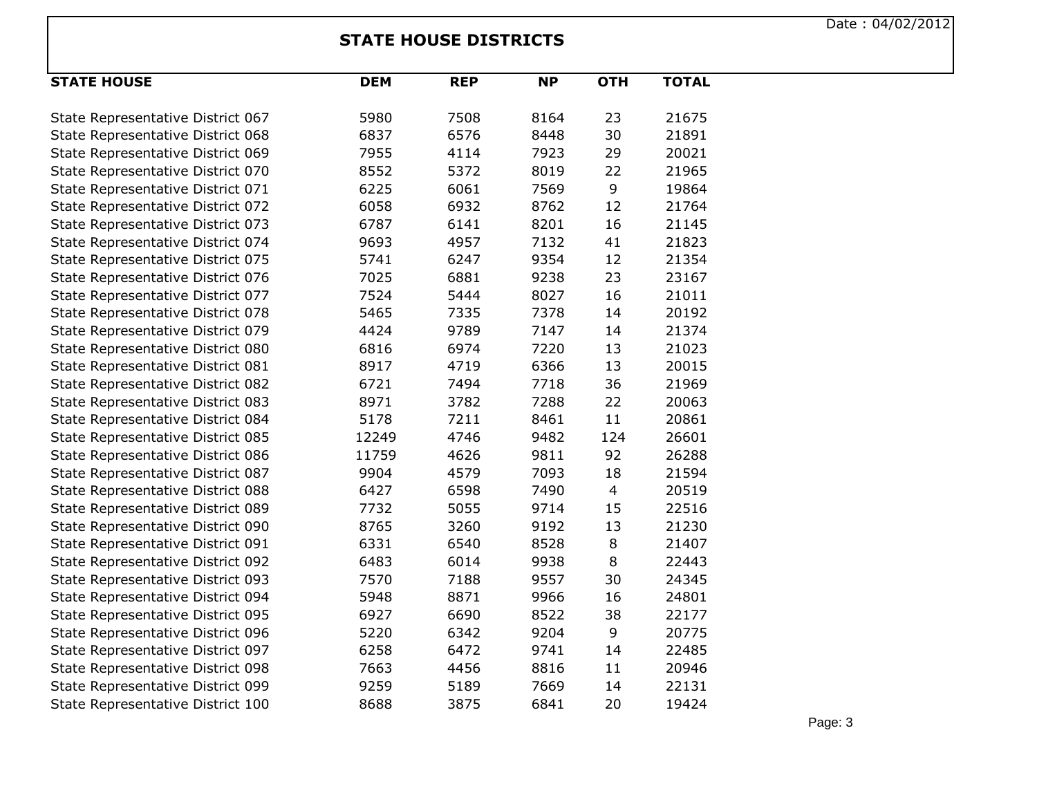Date : 04/02/2012

## STATE HOUSE DISTRICTS

| STATE HOUSE | DEM | REP | NP | OTH | TOTAL |
|---|---|---|---|---|---|
| State Representative District 067 | 5980 | 7508 | 8164 | 23 | 21675 |
| State Representative District 068 | 6837 | 6576 | 8448 | 30 | 21891 |
| State Representative District 069 | 7955 | 4114 | 7923 | 29 | 20021 |
| State Representative District 070 | 8552 | 5372 | 8019 | 22 | 21965 |
| State Representative District 071 | 6225 | 6061 | 7569 | 9 | 19864 |
| State Representative District 072 | 6058 | 6932 | 8762 | 12 | 21764 |
| State Representative District 073 | 6787 | 6141 | 8201 | 16 | 21145 |
| State Representative District 074 | 9693 | 4957 | 7132 | 41 | 21823 |
| State Representative District 075 | 5741 | 6247 | 9354 | 12 | 21354 |
| State Representative District 076 | 7025 | 6881 | 9238 | 23 | 23167 |
| State Representative District 077 | 7524 | 5444 | 8027 | 16 | 21011 |
| State Representative District 078 | 5465 | 7335 | 7378 | 14 | 20192 |
| State Representative District 079 | 4424 | 9789 | 7147 | 14 | 21374 |
| State Representative District 080 | 6816 | 6974 | 7220 | 13 | 21023 |
| State Representative District 081 | 8917 | 4719 | 6366 | 13 | 20015 |
| State Representative District 082 | 6721 | 7494 | 7718 | 36 | 21969 |
| State Representative District 083 | 8971 | 3782 | 7288 | 22 | 20063 |
| State Representative District 084 | 5178 | 7211 | 8461 | 11 | 20861 |
| State Representative District 085 | 12249 | 4746 | 9482 | 124 | 26601 |
| State Representative District 086 | 11759 | 4626 | 9811 | 92 | 26288 |
| State Representative District 087 | 9904 | 4579 | 7093 | 18 | 21594 |
| State Representative District 088 | 6427 | 6598 | 7490 | 4 | 20519 |
| State Representative District 089 | 7732 | 5055 | 9714 | 15 | 22516 |
| State Representative District 090 | 8765 | 3260 | 9192 | 13 | 21230 |
| State Representative District 091 | 6331 | 6540 | 8528 | 8 | 21407 |
| State Representative District 092 | 6483 | 6014 | 9938 | 8 | 22443 |
| State Representative District 093 | 7570 | 7188 | 9557 | 30 | 24345 |
| State Representative District 094 | 5948 | 8871 | 9966 | 16 | 24801 |
| State Representative District 095 | 6927 | 6690 | 8522 | 38 | 22177 |
| State Representative District 096 | 5220 | 6342 | 9204 | 9 | 20775 |
| State Representative District 097 | 6258 | 6472 | 9741 | 14 | 22485 |
| State Representative District 098 | 7663 | 4456 | 8816 | 11 | 20946 |
| State Representative District 099 | 9259 | 5189 | 7669 | 14 | 22131 |
| State Representative District 100 | 8688 | 3875 | 6841 | 20 | 19424 |